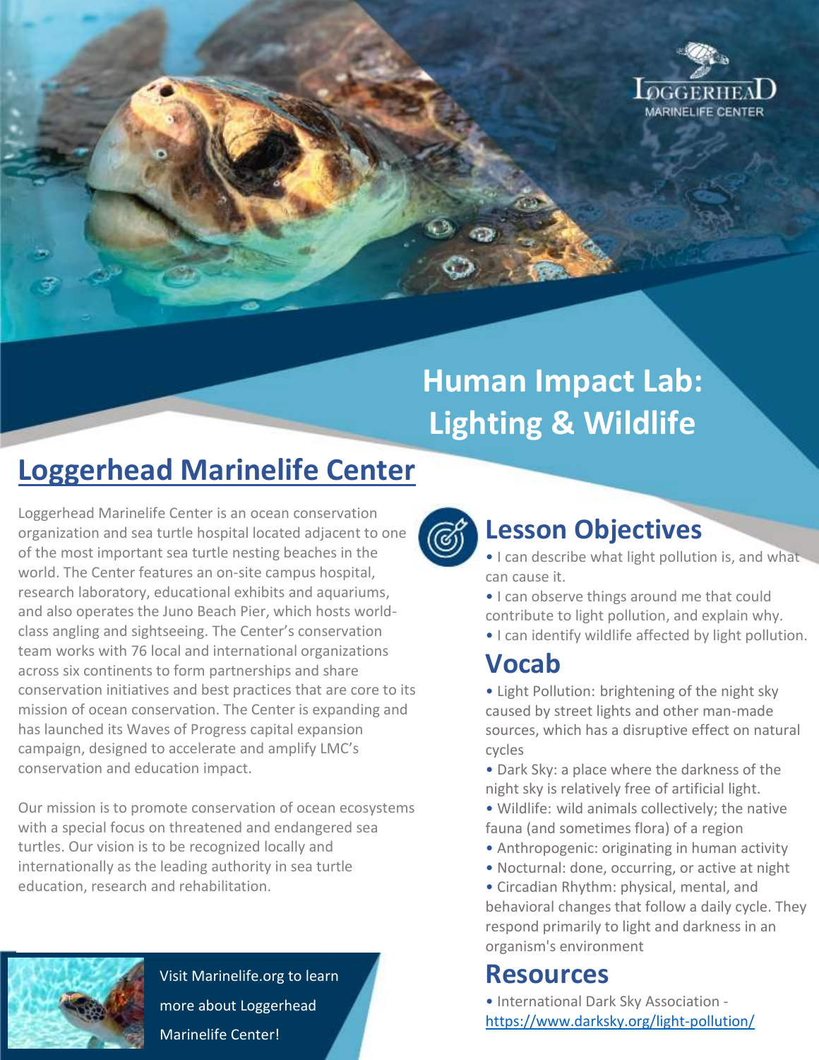# Human Impact Lab: Lighting & Wildlife

## Loggerhead Marinelife Center

Loggerhead Marinelife Center is an ocean conservation organization and sea turtle hospital located adjacent to one of the most important sea turtle nesting beaches in the world. The Center features an on-site campus hospital, research laboratory, educational exhibits and aquariums, and also operates the Juno Beach Pier, which hosts world-class angling and sightseeing. The Center's conservation team works with 76 local and international organizations across six continents to form partnerships and share conservation initiatives and best practices that are core to its mission of ocean conservation. The Center is expanding and has launched its Waves of Progress capital expansion campaign, designed to accelerate and amplify LMC's conservation and education impact.

Our mission is to promote conservation of ocean ecosystems with a special focus on threatened and endangered sea turtles. Our vision is to be recognized locally and internationally as the leading authority in sea turtle education, research and rehabilitation.

Visit Marinelife.org to learn more about Loggerhead Marinelife Center!

## Lesson Objectives

- I can describe what light pollution is, and what can cause it.
- I can observe things around me that could contribute to light pollution, and explain why.
- I can identify wildlife affected by light pollution.

## Vocab

- Light Pollution: brightening of the night sky caused by street lights and other man-made sources, which has a disruptive effect on natural cycles
- Dark Sky: a place where the darkness of the night sky is relatively free of artificial light.
- Wildlife: wild animals collectively; the native fauna (and sometimes flora) of a region
- Anthropogenic: originating in human activity
- Nocturnal: done, occurring, or active at night
- Circadian Rhythm: physical, mental, and behavioral changes that follow a daily cycle. They respond primarily to light and darkness in an organism's environment

## Resources

- International Dark Sky Association - https://www.darksky.org/light-pollution/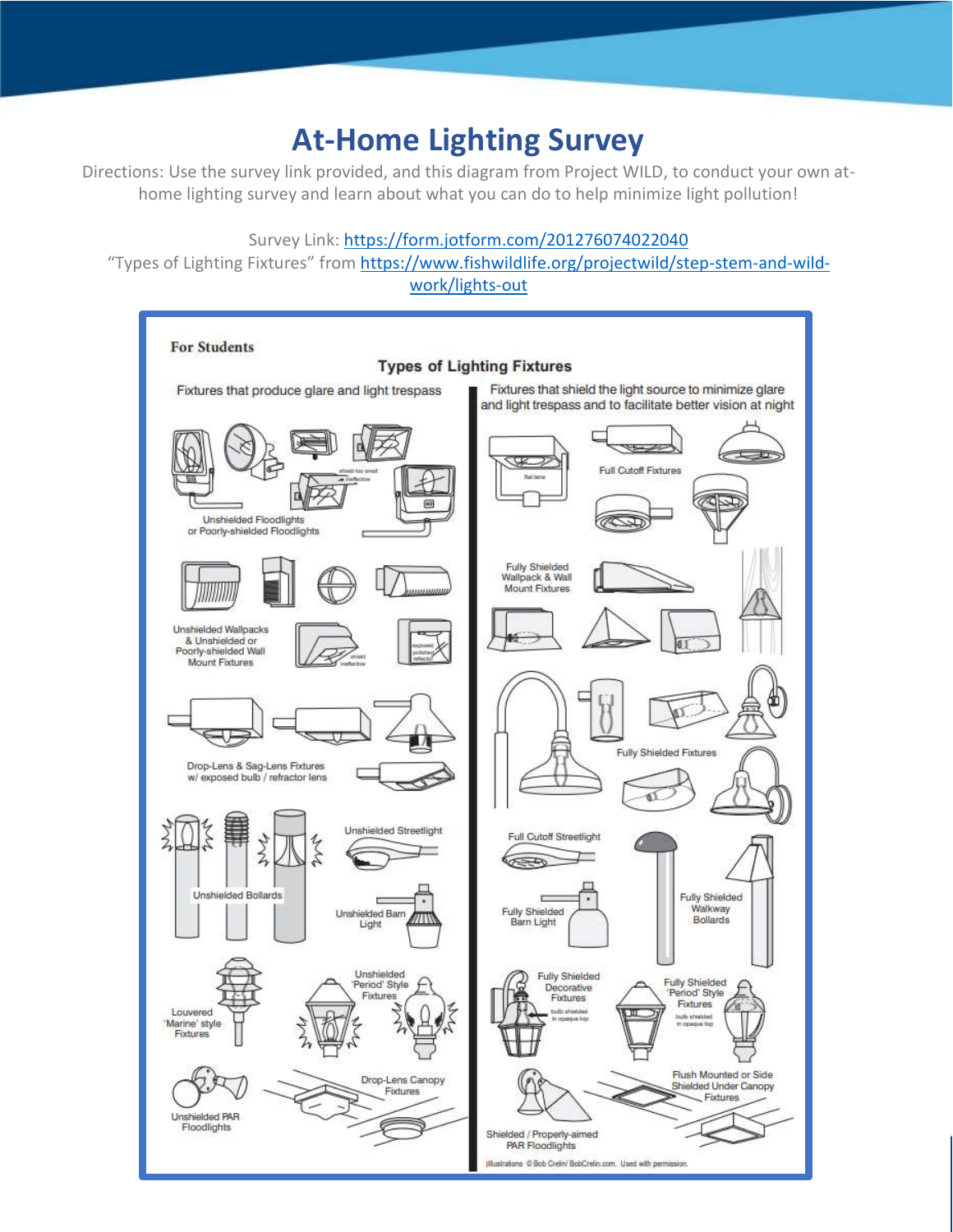# At-Home Lighting Survey

Directions: Use the survey link provided, and this diagram from Project WILD, to conduct your own at-home lighting survey and learn about what you can do to help minimize light pollution!

Survey Link: https://form.jotform.com/201276074022040

"Types of Lighting Fixtures" from https://www.fishwildlife.org/projectwild/step-stem-and-wild-work/lights-out

**For Students**

**Types of Lighting Fixtures**

Fixtures that produce glare and light trespass

Unshielded Floodlights or Poorly-shielded Floodlights

Unshielded Wallpacks & Unshielded or Poorly-shielded Wall Mount Fixtures

Drop-Lens & Sag-Lens Fixtures w/ exposed bulb / refractor lens

Unshielded Bollards

Unshielded Streetlight

Unshielded Barn Light

Louvered 'Marine' style Fixtures

Unshielded 'Period' Style Fixtures

Unshielded PAR Floodlights

Drop-Lens Canopy Fixtures

Fixtures that shield the light source to minimize glare and light trespass and to facilitate better vision at night

Full Cutoff Fixtures

Fully Shielded Wallpack & Wall Mount Fixtures

Fully Shielded Fixtures

Full Cutoff Streetlight

Fully Shielded Barn Light

Fully Shielded Walkway Bollards

Fully Shielded Decorative Fixtures

Fully Shielded 'Period' Style Fixtures

Shielded / Properly-aimed PAR Floodlights

Flush Mounted or Side Shielded Under Canopy Fixtures

Illustrations © Bob Crelin/ BobCrelin.com. Used with permission.